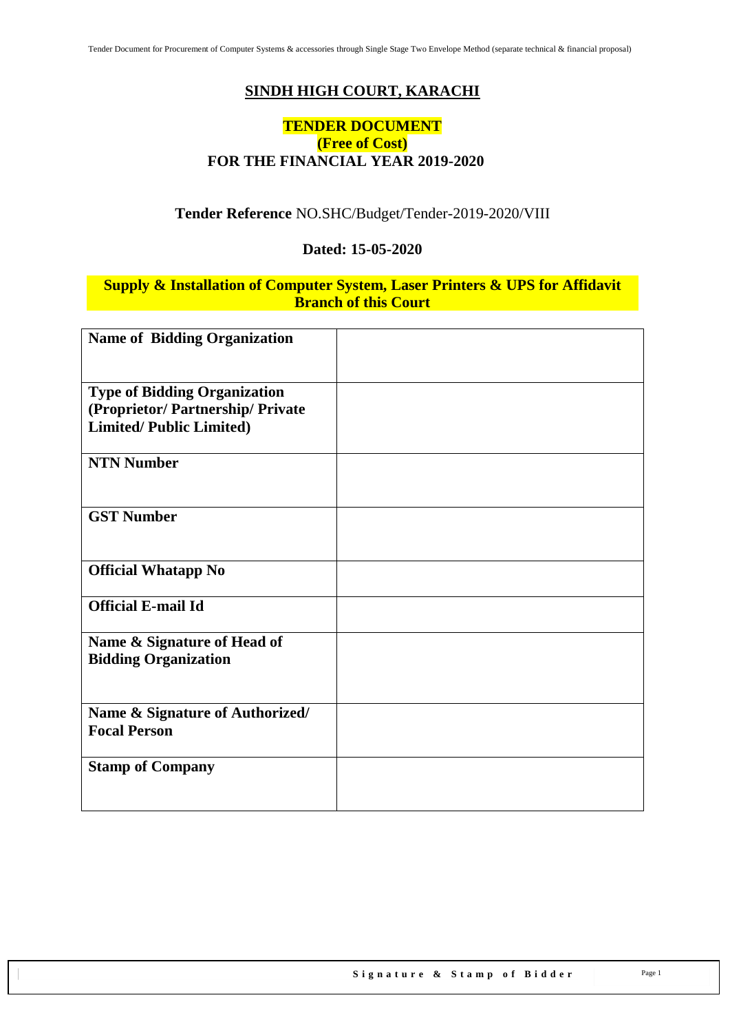# SINDH HIGH COURT, KARACHI

## TENDER DOCUMENT
## (Free of Cost)
## FOR THE FINANCIAL YEAR 2019-2020

**Tender Reference** NO.SHC/Budget/Tender-2019-2020/VIII

**Dated: 15-05-2020**

**Supply & Installation of Computer System, Laser Printers & UPS for Affidavit Branch of this Court**

| **Name of Bidding Organization** | |
|---|---|
| **Type of Bidding Organization (Proprietor/ Partnership/ Private Limited/ Public Limited)** | |
| **NTN Number** | |
| **GST Number** | |
| **Official Whatapp No** | |
| **Official E-mail Id** | |
| **Name & Signature of Head of Bidding Organization** | |
| **Name & Signature of Authorized/ Focal Person** | |
| **Stamp of Company** | |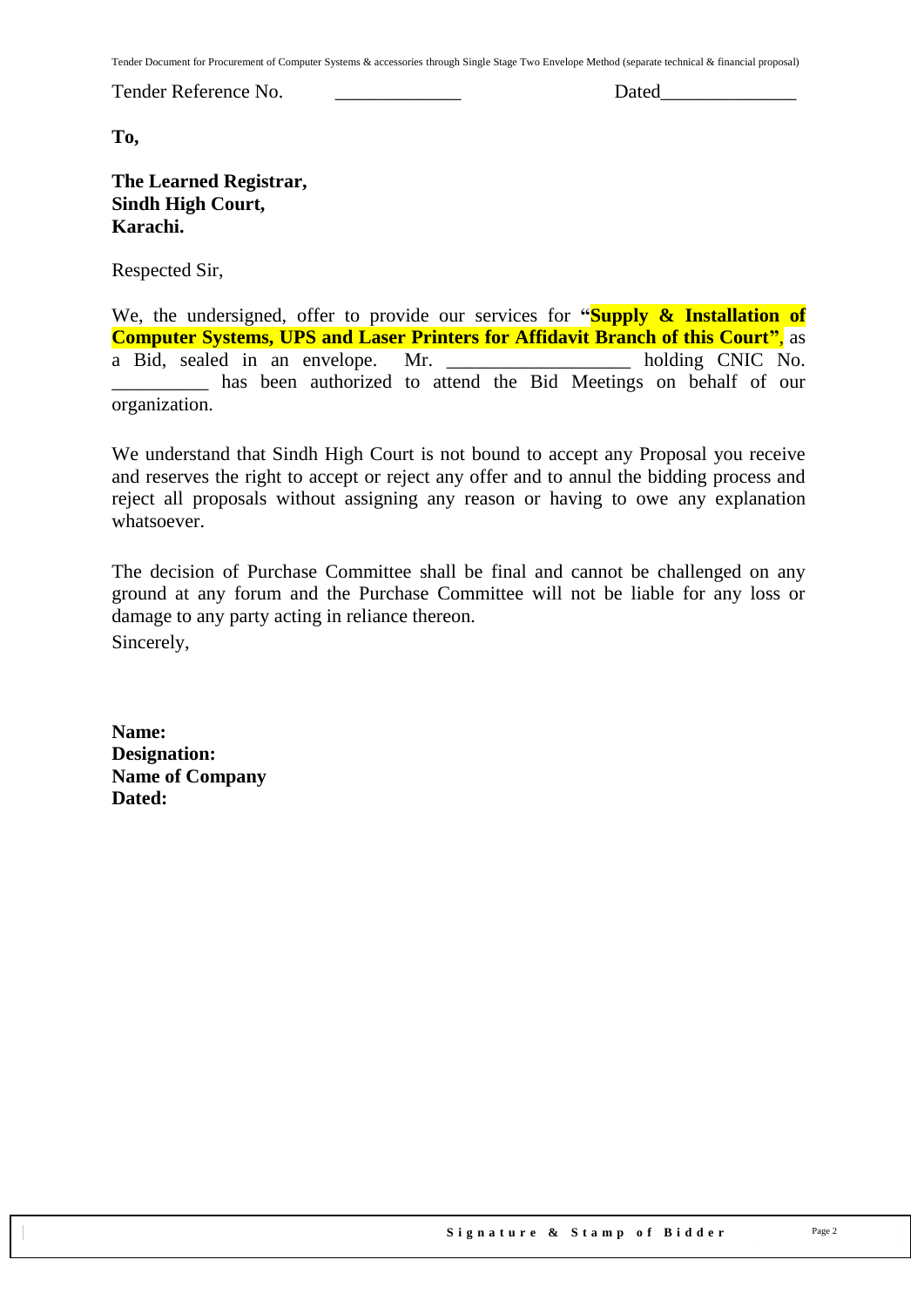Tender Reference No. _____________ Dated______________

**To,**

**The Learned Registrar,**
**Sindh High Court,**
**Karachi.**

Respected Sir,

We, the undersigned, offer to provide our services for **"Supply & Installation of Computer Systems, UPS and Laser Printers for Affidavit Branch of this Court"**, as a Bid, sealed in an envelope. Mr. ___________________ holding CNIC No. __________ has been authorized to attend the Bid Meetings on behalf of our organization.

We understand that Sindh High Court is not bound to accept any Proposal you receive and reserves the right to accept or reject any offer and to annul the bidding process and reject all proposals without assigning any reason or having to owe any explanation whatsoever.

The decision of Purchase Committee shall be final and cannot be challenged on any ground at any forum and the Purchase Committee will not be liable for any loss or damage to any party acting in reliance thereon.

Sincerely,

**Name:**
**Designation:**
**Name of Company**
**Dated:**

**Signature & Stamp of Bidder**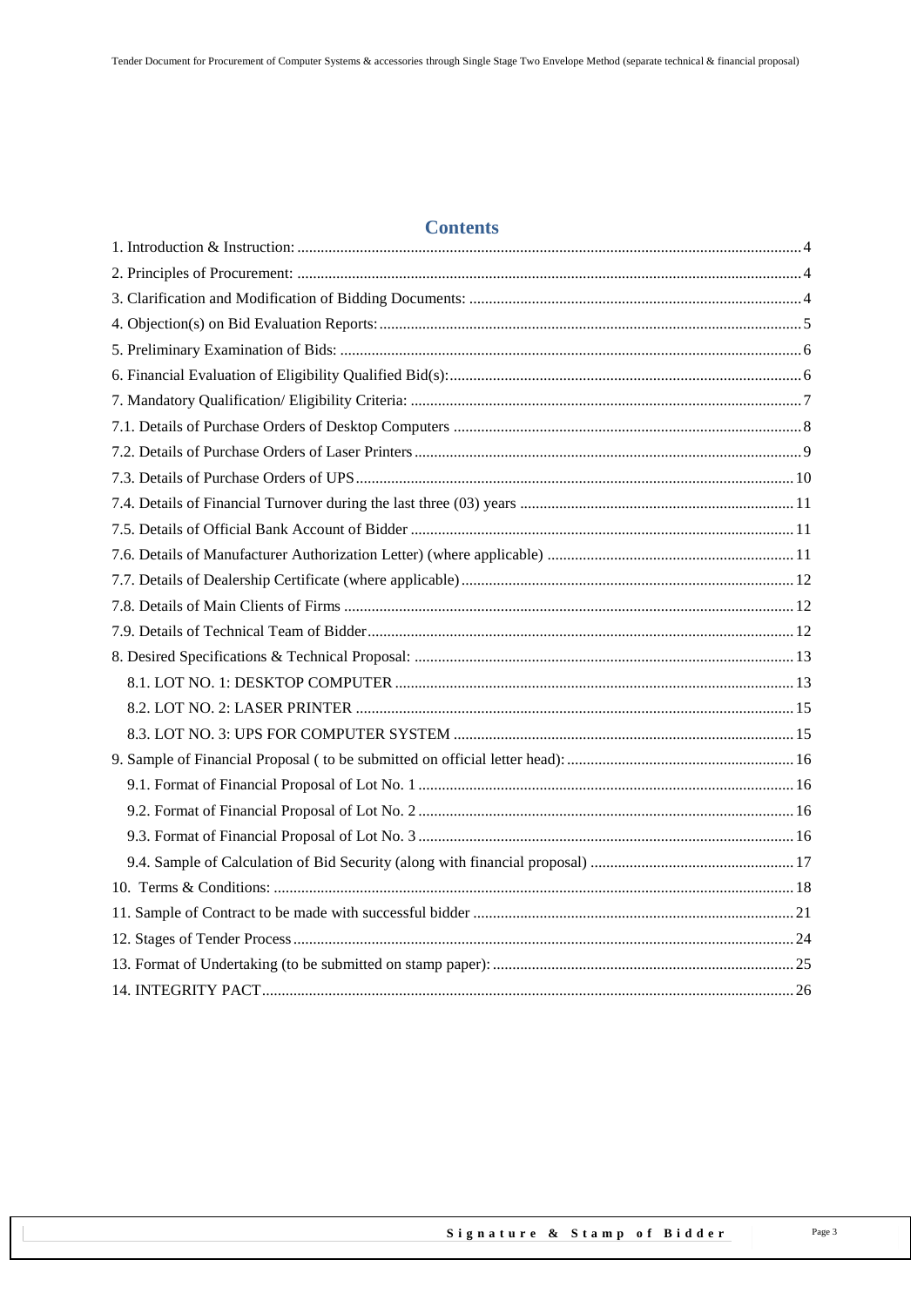# Contents

1. Introduction & Instruction: ... 4
2. Principles of Procurement: ... 4
3. Clarification and Modification of Bidding Documents: ... 4
4. Objection(s) on Bid Evaluation Reports: ... 5
5. Preliminary Examination of Bids: ... 6
6. Financial Evaluation of Eligibility Qualified Bid(s): ... 6
7. Mandatory Qualification/ Eligibility Criteria: ... 7
7.1. Details of Purchase Orders of Desktop Computers ... 8
7.2. Details of Purchase Orders of Laser Printers ... 9
7.3. Details of Purchase Orders of UPS ... 10
7.4. Details of Financial Turnover during the last three (03) years ... 11
7.5. Details of Official Bank Account of Bidder ... 11
7.6. Details of Manufacturer Authorization Letter) (where applicable) ... 11
7.7. Details of Dealership Certificate (where applicable) ... 12
7.8. Details of Main Clients of Firms ... 12
7.9. Details of Technical Team of Bidder ... 12
8. Desired Specifications & Technical Proposal: ... 13
    - 8.1. LOT NO. 1: DESKTOP COMPUTER ... 13
    - 8.2. LOT NO. 2: LASER PRINTER ... 15
    - 8.3. LOT NO. 3: UPS FOR COMPUTER SYSTEM ... 15
9. Sample of Financial Proposal ( to be submitted on official letter head): ... 16
    - 9.1. Format of Financial Proposal of Lot No. 1 ... 16
    - 9.2. Format of Financial Proposal of Lot No. 2 ... 16
    - 9.3. Format of Financial Proposal of Lot No. 3 ... 16
    - 9.4. Sample of Calculation of Bid Security (along with financial proposal) ... 17
10. Terms & Conditions: ... 18
11. Sample of Contract to be made with successful bidder ... 21
12. Stages of Tender Process ... 24
13. Format of Undertaking (to be submitted on stamp paper): ... 25
14. INTEGRITY PACT ... 26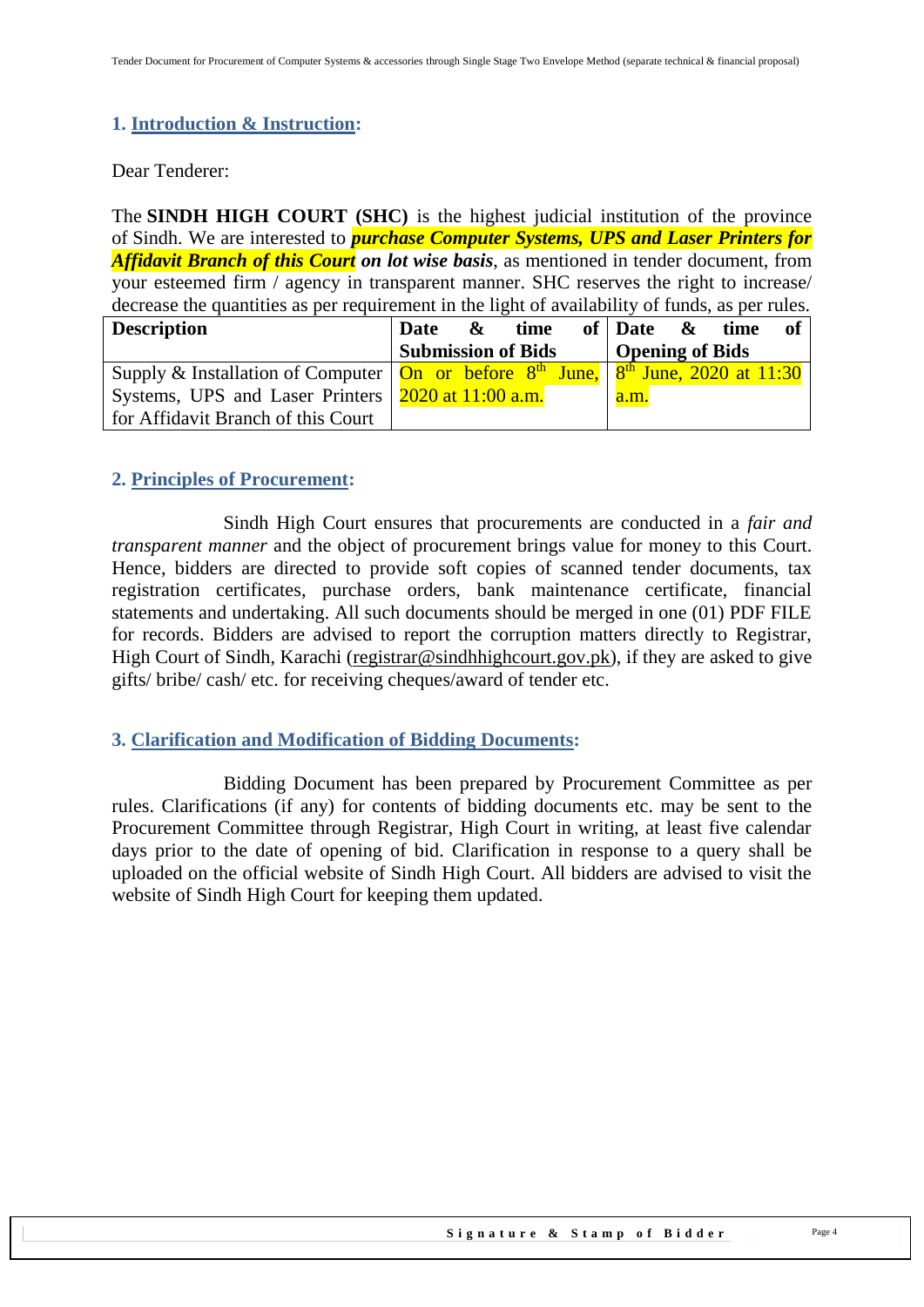## 1. Introduction & Instruction:

Dear Tenderer:

The **SINDH HIGH COURT (SHC)** is the highest judicial institution of the province of Sindh. We are interested to ***purchase Computer Systems, UPS and Laser Printers for Affidavit Branch of this Court on lot wise basis***, as mentioned in tender document, from your esteemed firm / agency in transparent manner. SHC reserves the right to increase/ decrease the quantities as per requirement in the light of availability of funds, as per rules.

| Description | Date & time of Submission of Bids | Date & time of Opening of Bids |
|---|---|---|
| Supply & Installation of Computer Systems, UPS and Laser Printers for Affidavit Branch of this Court | On or before 8th June, 2020 at 11:00 a.m. | 8th June, 2020 at 11:30 a.m. |

## 2. Principles of Procurement:

Sindh High Court ensures that procurements are conducted in a *fair and transparent manner* and the object of procurement brings value for money to this Court. Hence, bidders are directed to provide soft copies of scanned tender documents, tax registration certificates, purchase orders, bank maintenance certificate, financial statements and undertaking. All such documents should be merged in one (01) PDF FILE for records. Bidders are advised to report the corruption matters directly to Registrar, High Court of Sindh, Karachi (registrar@sindhhighcourt.gov.pk), if they are asked to give gifts/ bribe/ cash/ etc. for receiving cheques/award of tender etc.

## 3. Clarification and Modification of Bidding Documents:

Bidding Document has been prepared by Procurement Committee as per rules. Clarifications (if any) for contents of bidding documents etc. may be sent to the Procurement Committee through Registrar, High Court in writing, at least five calendar days prior to the date of opening of bid. Clarification in response to a query shall be uploaded on the official website of Sindh High Court. All bidders are advised to visit the website of Sindh High Court for keeping them updated.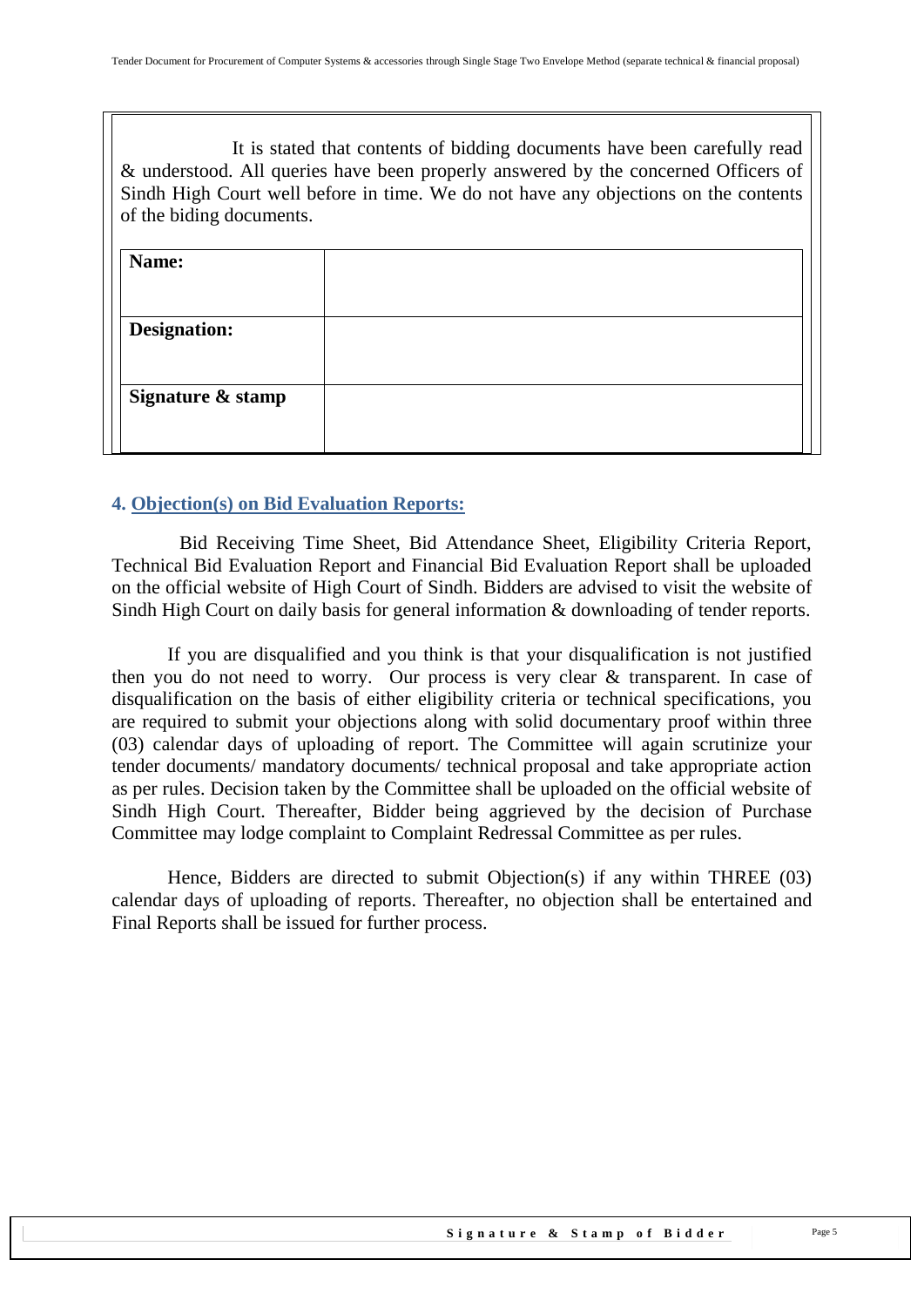It is stated that contents of bidding documents have been carefully read & understood. All queries have been properly answered by the concerned Officers of Sindh High Court well before in time. We do not have any objections on the contents of the biding documents.

| **Name:** | |
|---|---|
| **Designation:** | |
| **Signature & stamp** | |

### 4. Objection(s) on Bid Evaluation Reports:

Bid Receiving Time Sheet, Bid Attendance Sheet, Eligibility Criteria Report, Technical Bid Evaluation Report and Financial Bid Evaluation Report shall be uploaded on the official website of High Court of Sindh. Bidders are advised to visit the website of Sindh High Court on daily basis for general information & downloading of tender reports.

If you are disqualified and you think is that your disqualification is not justified then you do not need to worry. Our process is very clear & transparent. In case of disqualification on the basis of either eligibility criteria or technical specifications, you are required to submit your objections along with solid documentary proof within three (03) calendar days of uploading of report. The Committee will again scrutinize your tender documents/ mandatory documents/ technical proposal and take appropriate action as per rules. Decision taken by the Committee shall be uploaded on the official website of Sindh High Court. Thereafter, Bidder being aggrieved by the decision of Purchase Committee may lodge complaint to Complaint Redressal Committee as per rules.

Hence, Bidders are directed to submit Objection(s) if any within THREE (03) calendar days of uploading of reports. Thereafter, no objection shall be entertained and Final Reports shall be issued for further process.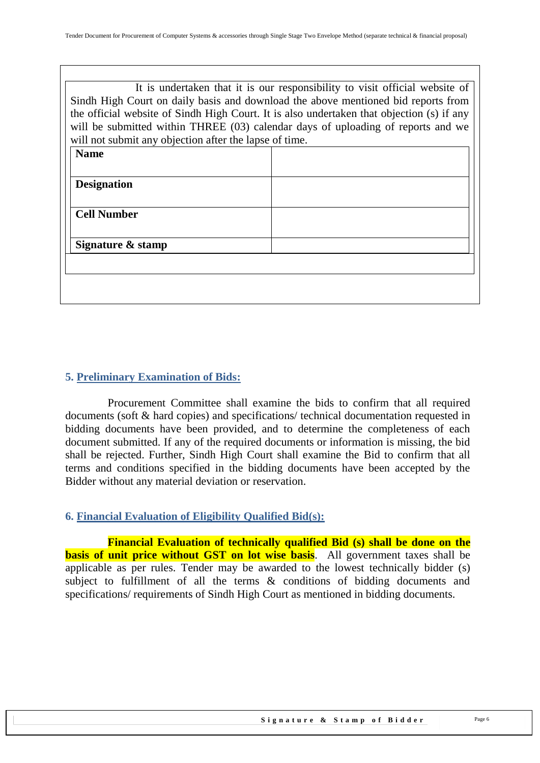It is undertaken that it is our responsibility to visit official website of Sindh High Court on daily basis and download the above mentioned bid reports from the official website of Sindh High Court. It is also undertaken that objection (s) if any will be submitted within THREE (03) calendar days of uploading of reports and we will not submit any objection after the lapse of time.

| **Name** | |
|---|---|
| **Designation** | |
| **Cell Number** | |
| **Signature & stamp** | |

## 5. Preliminary Examination of Bids:

Procurement Committee shall examine the bids to confirm that all required documents (soft & hard copies) and specifications/ technical documentation requested in bidding documents have been provided, and to determine the completeness of each document submitted. If any of the required documents or information is missing, the bid shall be rejected. Further, Sindh High Court shall examine the Bid to confirm that all terms and conditions specified in the bidding documents have been accepted by the Bidder without any material deviation or reservation.

## 6. Financial Evaluation of Eligibility Qualified Bid(s):

**Financial Evaluation of technically qualified Bid (s) shall be done on the basis of unit price without GST on lot wise basis**. All government taxes shall be applicable as per rules. Tender may be awarded to the lowest technically bidder (s) subject to fulfillment of all the terms & conditions of bidding documents and specifications/ requirements of Sindh High Court as mentioned in bidding documents.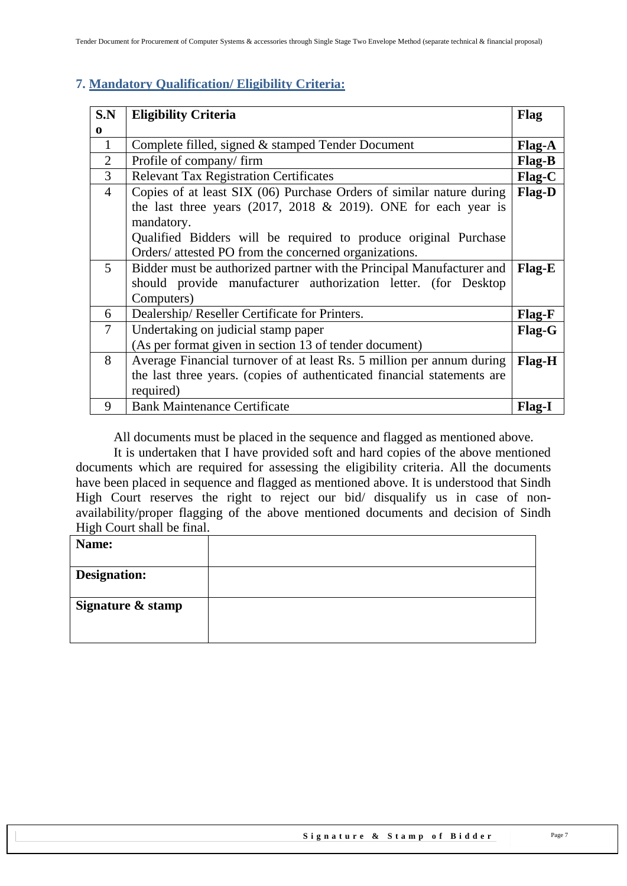## 7. Mandatory Qualification/ Eligibility Criteria:

| S.No | Eligibility Criteria | Flag |
|---|---|---|
| 1 | Complete filled, signed & stamped Tender Document | **Flag-A** |
| 2 | Profile of company/ firm | **Flag-B** |
| 3 | Relevant Tax Registration Certificates | **Flag-C** |
| 4 | Copies of at least SIX (06) Purchase Orders of similar nature during the last three years (2017, 2018 & 2019). ONE for each year is mandatory.<br>Qualified Bidders will be required to produce original Purchase Orders/ attested PO from the concerned organizations. | **Flag-D** |
| 5 | Bidder must be authorized partner with the Principal Manufacturer and should provide manufacturer authorization letter. (for Desktop Computers) | **Flag-E** |
| 6 | Dealership/ Reseller Certificate for Printers. | **Flag-F** |
| 7 | Undertaking on judicial stamp paper<br>(As per format given in section 13 of tender document) | **Flag-G** |
| 8 | Average Financial turnover of at least Rs. 5 million per annum during the last three years. (copies of authenticated financial statements are required) | **Flag-H** |
| 9 | Bank Maintenance Certificate | **Flag-I** |

All documents must be placed in the sequence and flagged as mentioned above.

It is undertaken that I have provided soft and hard copies of the above mentioned documents which are required for assessing the eligibility criteria. All the documents have been placed in sequence and flagged as mentioned above. It is understood that Sindh High Court reserves the right to reject our bid/ disqualify us in case of non-availability/proper flagging of the above mentioned documents and decision of Sindh High Court shall be final.

| **Name:** | |
|---|---|
| **Designation:** | |
| **Signature & stamp** | |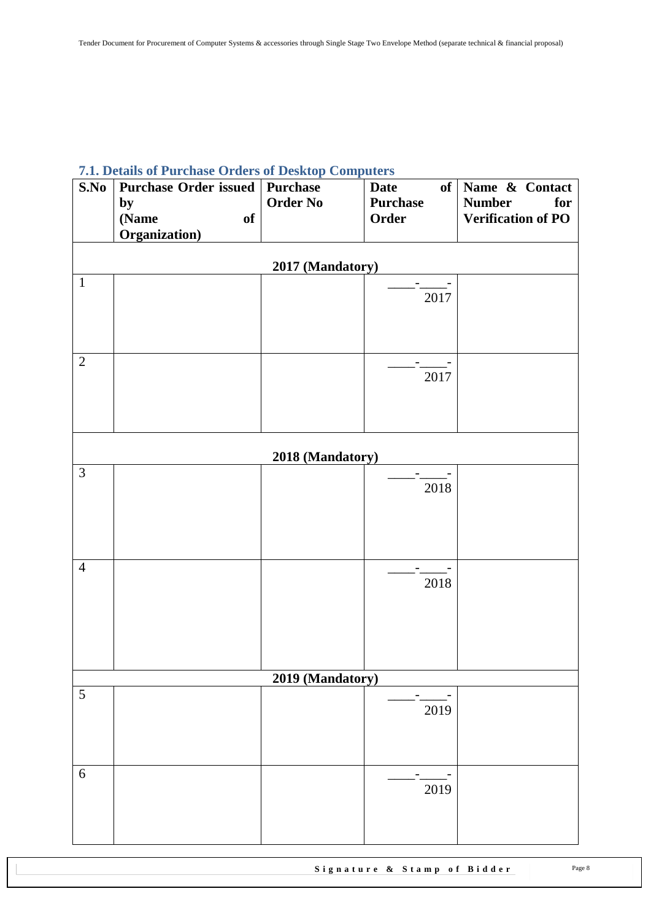### 7.1. Details of Purchase Orders of Desktop Computers

| S.No | Purchase Order issued by (Name of Organization) | Purchase Order No | Date of Purchase Order | Name & Contact Number for Verification of PO |
|---|---|---|---|---|
| | | **2017 (Mandatory)** | | |
| 1 | | | ____-____-2017 | |
| 2 | | | ____-____-2017 | |
| | | **2018 (Mandatory)** | | |
| 3 | | | ____-____-2018 | |
| 4 | | | ____-____-2018 | |
| | | **2019 (Mandatory)** | | |
| 5 | | | ____-____-2019 | |
| 6 | | | ____-____-2019 | |

**Signature & Stamp of Bidder**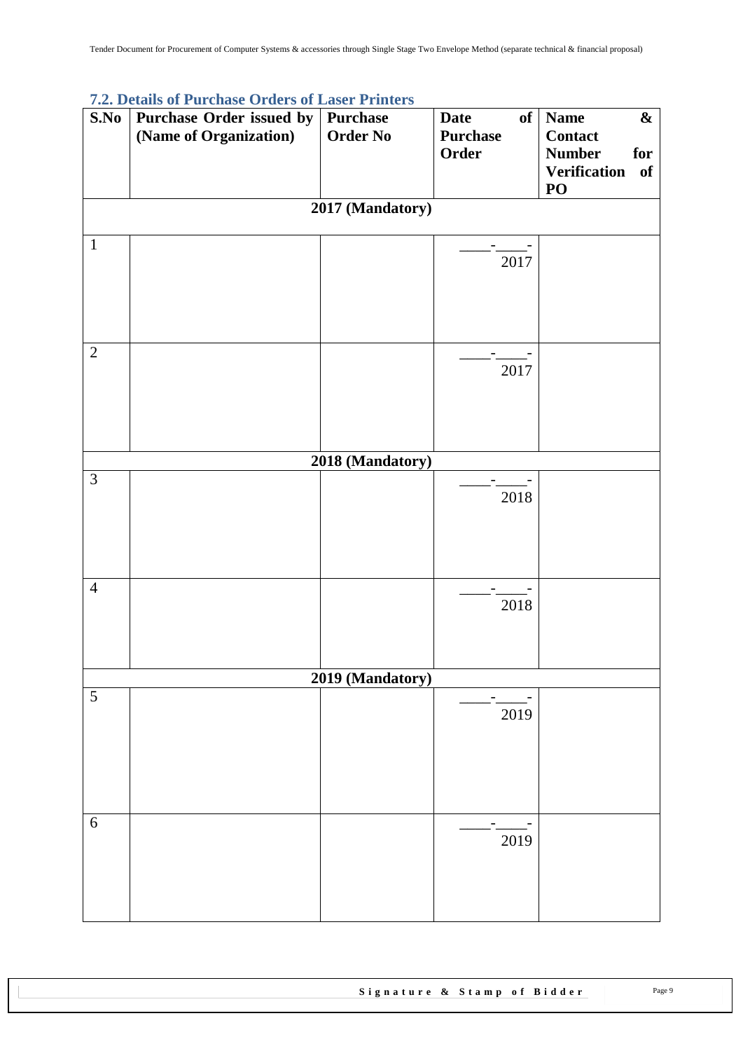## 7.2. Details of Purchase Orders of Laser Printers

| S.No | Purchase Order issued by (Name of Organization) | Purchase Order No | Date of Purchase Order | Name & Contact Number for Verification of PO |
|---|---|---|---|---|
| **2017 (Mandatory)** | | | | |
| 1 | | | ____-____-2017 | |
| 2 | | | ____-____-2017 | |
| **2018 (Mandatory)** | | | | |
| 3 | | | ____-____-2018 | |
| 4 | | | ____-____-2018 | |
| **2019 (Mandatory)** | | | | |
| 5 | | | ____-____-2019 | |
| 6 | | | ____-____-2019 | |

**Signature & Stamp of Bidder**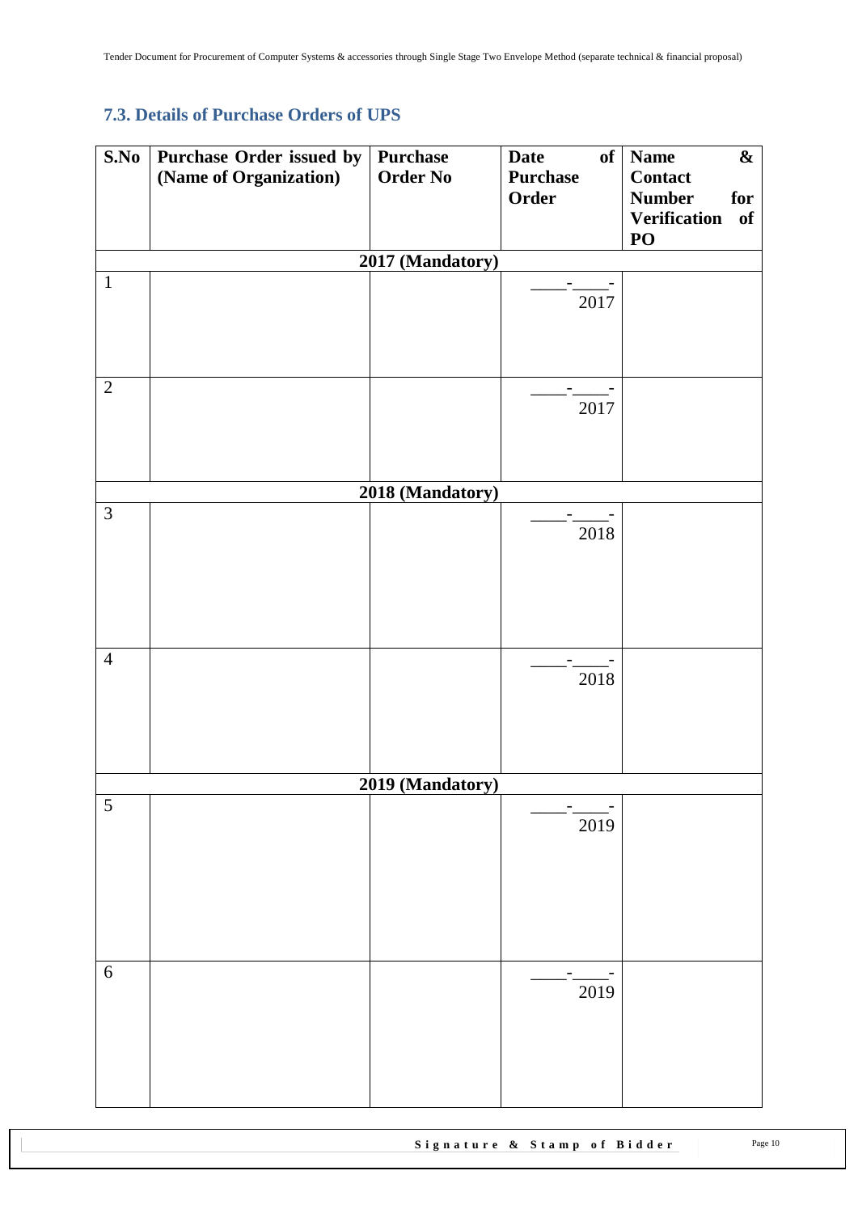## 7.3. Details of Purchase Orders of UPS

| S.No | Purchase Order issued by (Name of Organization) | Purchase Order No | Date of Purchase Order | Name & Contact Number for Verification of PO |
|---|---|---|---|---|
| **2017 (Mandatory)** | | | | |
| 1 | | | ____-____-2017 | |
| 2 | | | ____-____-2017 | |
| **2018 (Mandatory)** | | | | |
| 3 | | | ____-____-2018 | |
| 4 | | | ____-____-2018 | |
| **2019 (Mandatory)** | | | | |
| 5 | | | ____-____-2019 | |
| 6 | | | ____-____-2019 | |

**Signature & Stamp of Bidder**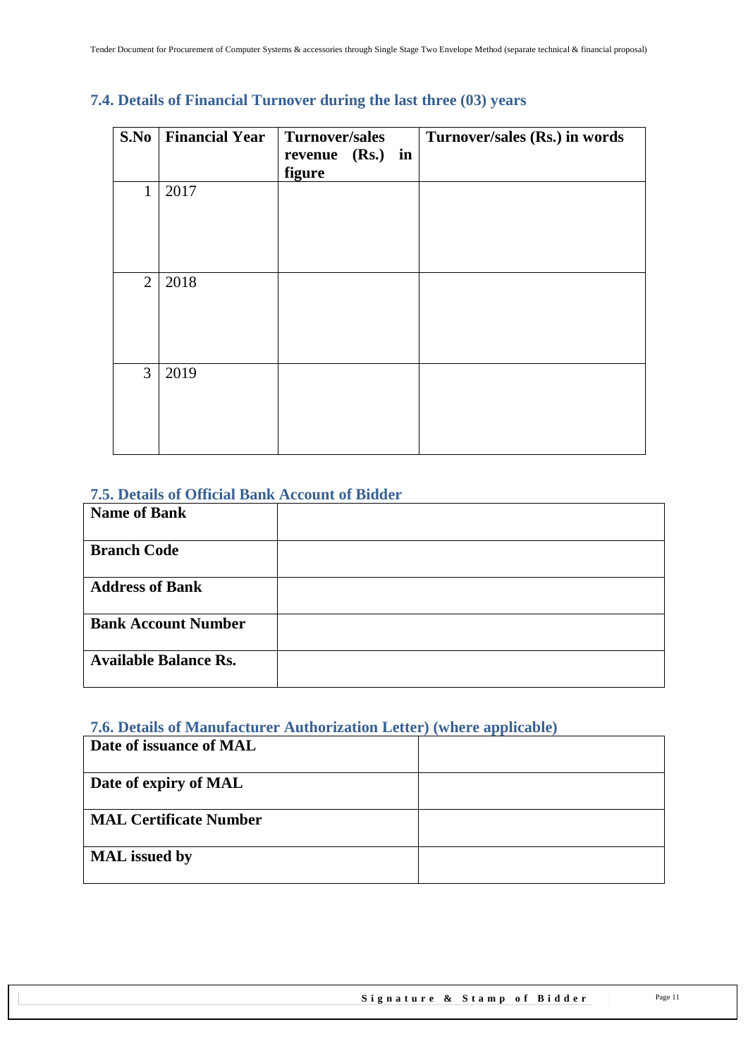## 7.4. Details of Financial Turnover during the last three (03) years

| S.No | Financial Year | Turnover/sales revenue (Rs.) in figure | Turnover/sales (Rs.) in words |
|---|---|---|---|
| 1 | 2017 | | |
| 2 | 2018 | | |
| 3 | 2019 | | |

## 7.5. Details of Official Bank Account of Bidder

| | |
|---|---|
| **Name of Bank** | |
| **Branch Code** | |
| **Address of Bank** | |
| **Bank Account Number** | |
| **Available Balance Rs.** | |

## 7.6. Details of Manufacturer Authorization Letter) (where applicable)

| | |
|---|---|
| **Date of issuance of MAL** | |
| **Date of expiry of MAL** | |
| **MAL Certificate Number** | |
| **MAL issued by** | |

**Signature & Stamp of Bidder**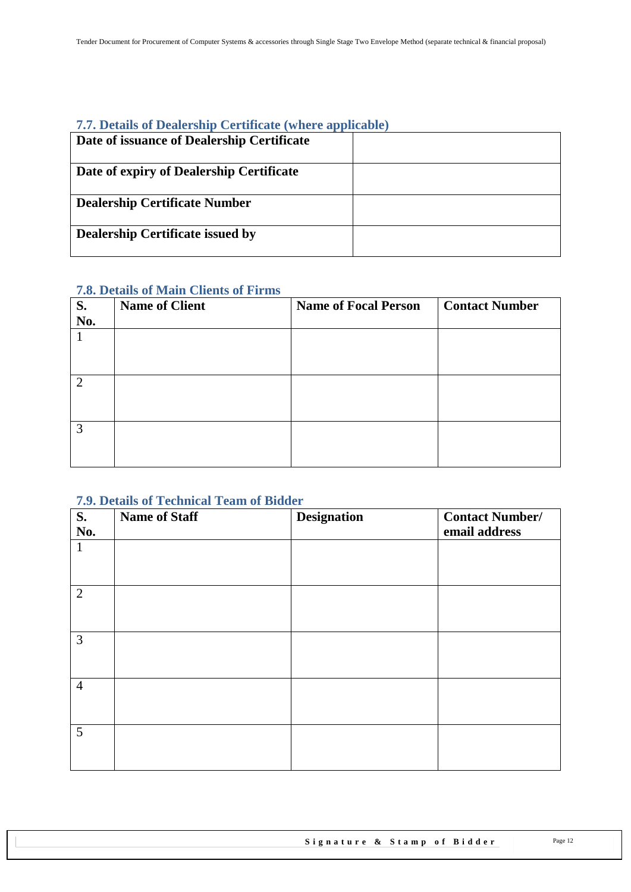### 7.7. Details of Dealership Certificate (where applicable)

| | |
|---|---|
| **Date of issuance of Dealership Certificate** | |
| **Date of expiry of Dealership Certificate** | |
| **Dealership Certificate Number** | |
| **Dealership Certificate issued by** | |

### 7.8. Details of Main Clients of Firms

| S. No. | Name of Client | Name of Focal Person | Contact Number |
|---|---|---|---|
| 1 | | | |
| 2 | | | |
| 3 | | | |

### 7.9. Details of Technical Team of Bidder

| S. No. | Name of Staff | Designation | Contact Number/ email address |
|---|---|---|---|
| 1 | | | |
| 2 | | | |
| 3 | | | |
| 4 | | | |
| 5 | | | |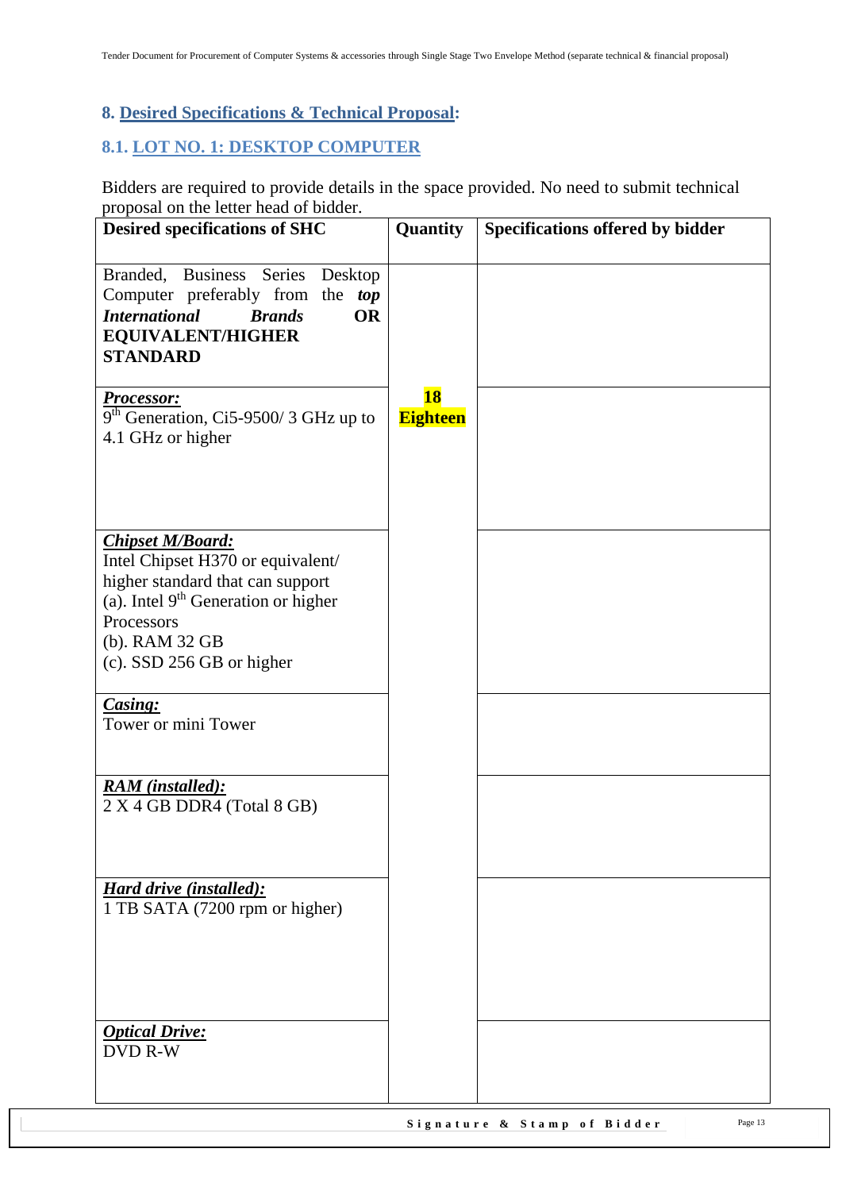## 8. Desired Specifications & Technical Proposal:

### 8.1. LOT NO. 1: DESKTOP COMPUTER

Bidders are required to provide details in the space provided. No need to submit technical proposal on the letter head of bidder.

| Desired specifications of SHC | Quantity | Specifications offered by bidder |
|---|---|---|
| Branded, Business Series Desktop Computer preferably from the ***top International Brands*** **OR EQUIVALENT/HIGHER STANDARD** | **18 Eighteen** | |
| ***Processor:*** 9th Generation, Ci5-9500/ 3 GHz up to 4.1 GHz or higher | | |
| ***Chipset M/Board:*** Intel Chipset H370 or equivalent/ higher standard that can support (a). Intel 9th Generation or higher Processors (b). RAM 32 GB (c). SSD 256 GB or higher | | |
| ***Casing:*** Tower or mini Tower | | |
| ***RAM (installed):*** 2 X 4 GB DDR4 (Total 8 GB) | | |
| ***Hard drive (installed):*** 1 TB SATA (7200 rpm or higher) | | |
| ***Optical Drive:*** DVD R-W | | |

**Signature & Stamp of Bidder**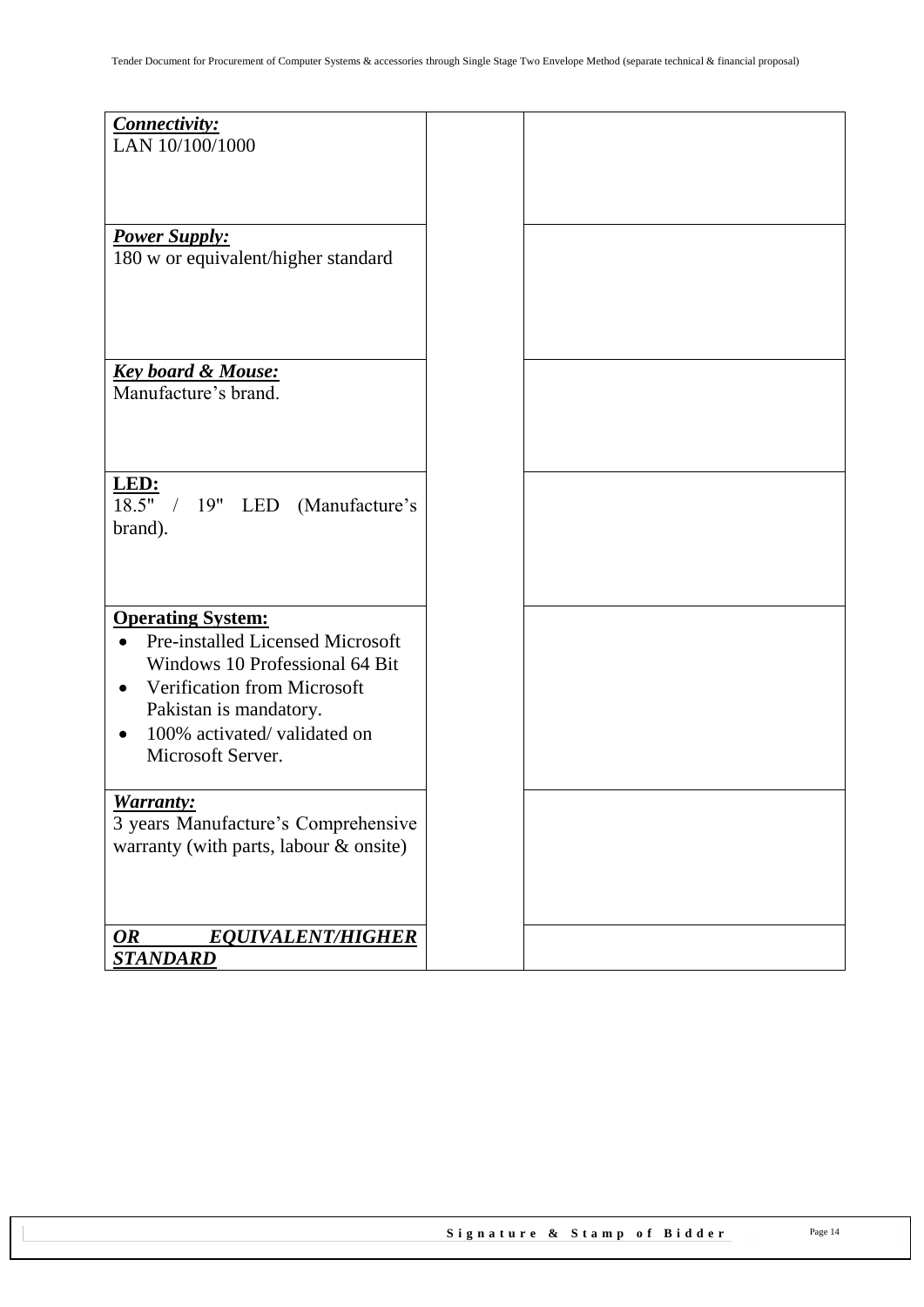| | | |
|---|---|---|
| ***Connectivity:***<br>LAN 10/100/1000 | | |
| ***Power Supply:***<br>180 w or equivalent/higher standard | | |
| ***Key board & Mouse:***<br>Manufacture's brand. | | |
| **LED:**<br>18.5" / 19" LED (Manufacture's brand). | | |
| **Operating System:**<br>• Pre-installed Licensed Microsoft Windows 10 Professional 64 Bit<br>• Verification from Microsoft Pakistan is mandatory.<br>• 100% activated/ validated on Microsoft Server. | | |
| ***Warranty:***<br>3 years Manufacture's Comprehensive warranty (with parts, labour & onsite) | | |
| ***OR EQUIVALENT/HIGHER STANDARD*** | | |

**Signature & Stamp of Bidder**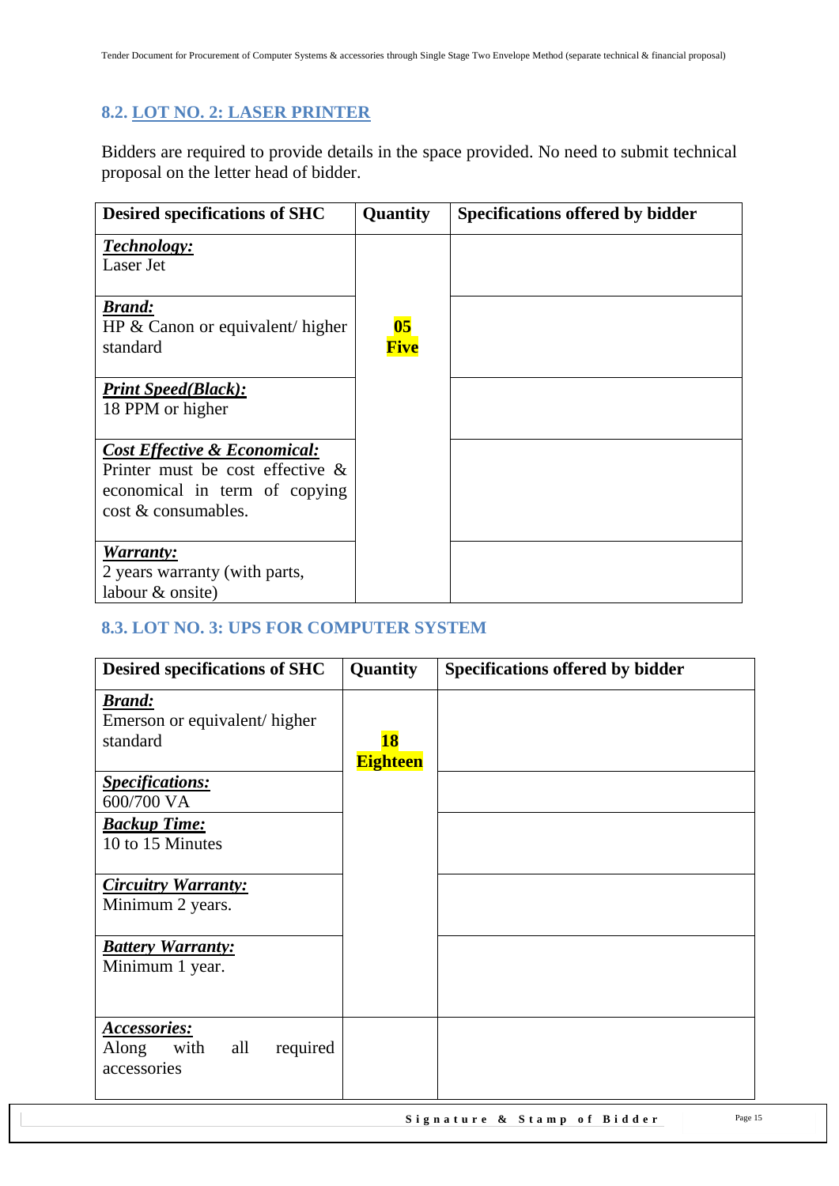### 8.2. LOT NO. 2: LASER PRINTER

Bidders are required to provide details in the space provided. No need to submit technical proposal on the letter head of bidder.

| Desired specifications of SHC | Quantity | Specifications offered by bidder |
|---|---|---|
| ***Technology:*** Laser Jet | **05 Five** | |
| ***Brand:*** HP & Canon or equivalent/ higher standard | | |
| ***Print Speed(Black):*** 18 PPM or higher | | |
| ***Cost Effective & Economical:*** Printer must be cost effective & economical in term of copying cost & consumables. | | |
| ***Warranty:*** 2 years warranty (with parts, labour & onsite) | | |

### 8.3. LOT NO. 3: UPS FOR COMPUTER SYSTEM

| Desired specifications of SHC | Quantity | Specifications offered by bidder |
|---|---|---|
| ***Brand:*** Emerson or equivalent/ higher standard | **18 Eighteen** | |
| ***Specifications:*** 600/700 VA | | |
| ***Backup Time:*** 10 to 15 Minutes | | |
| ***Circuitry Warranty:*** Minimum 2 years. | | |
| ***Battery Warranty:*** Minimum 1 year. | | |
| ***Accessories:*** Along with all required accessories | | |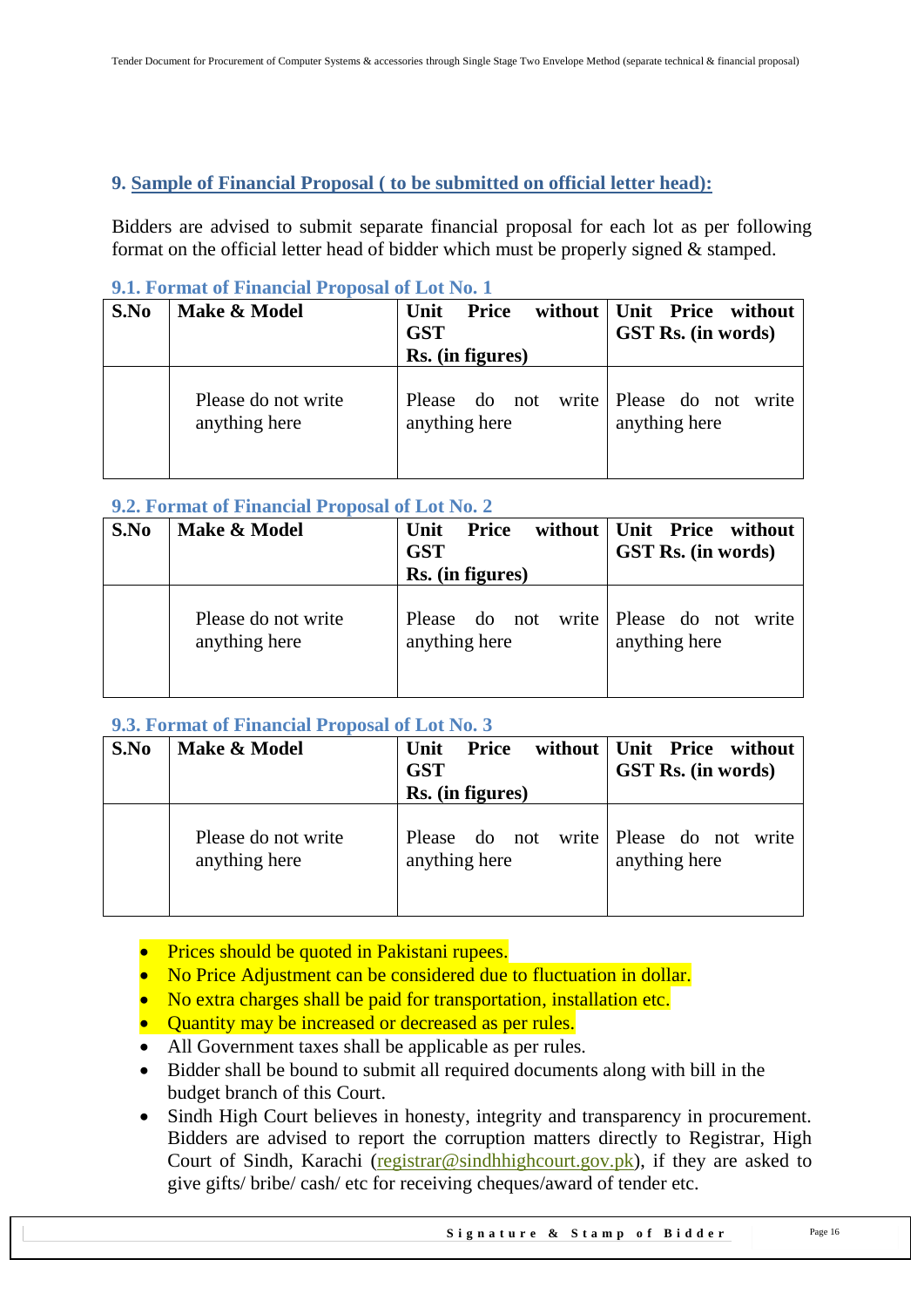## 9. Sample of Financial Proposal ( to be submitted on official letter head):

Bidders are advised to submit separate financial proposal for each lot as per following format on the official letter head of bidder which must be properly signed & stamped.

### 9.1. Format of Financial Proposal of Lot No. 1

| S.No | Make & Model | Unit Price without GST Rs. (in figures) | Unit Price without GST Rs. (in words) |
|---|---|---|---|
| | Please do not write anything here | Please do not write anything here | Please do not write anything here |

### 9.2. Format of Financial Proposal of Lot No. 2

| S.No | Make & Model | Unit Price without GST Rs. (in figures) | Unit Price without GST Rs. (in words) |
|---|---|---|---|
| | Please do not write anything here | Please do not write anything here | Please do not write anything here |

### 9.3. Format of Financial Proposal of Lot No. 3

| S.No | Make & Model | Unit Price without GST Rs. (in figures) | Unit Price without GST Rs. (in words) |
|---|---|---|---|
| | Please do not write anything here | Please do not write anything here | Please do not write anything here |

- Prices should be quoted in Pakistani rupees.
- No Price Adjustment can be considered due to fluctuation in dollar.
- No extra charges shall be paid for transportation, installation etc.
- Quantity may be increased or decreased as per rules.
- All Government taxes shall be applicable as per rules.
- Bidder shall be bound to submit all required documents along with bill in the budget branch of this Court.
- Sindh High Court believes in honesty, integrity and transparency in procurement. Bidders are advised to report the corruption matters directly to Registrar, High Court of Sindh, Karachi (registrar@sindhhighcourt.gov.pk), if they are asked to give gifts/ bribe/ cash/ etc for receiving cheques/award of tender etc.

**Signature & Stamp of Bidder**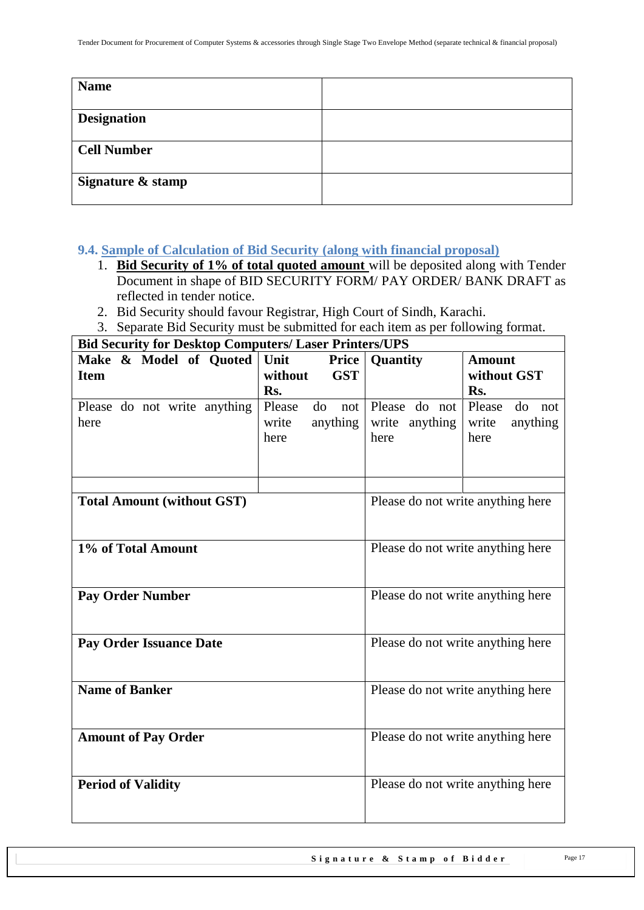| Name | |
| --- | --- |
| **Designation** | |
| **Cell Number** | |
| **Signature & stamp** | |

### 9.4. Sample of Calculation of Bid Security (along with financial proposal)

1. **Bid Security of 1% of total quoted amount** will be deposited along with Tender Document in shape of BID SECURITY FORM/ PAY ORDER/ BANK DRAFT as reflected in tender notice.
2. Bid Security should favour Registrar, High Court of Sindh, Karachi.
3. Separate Bid Security must be submitted for each item as per following format.

| **Bid Security for Desktop Computers/ Laser Printers/UPS** | | | |
| --- | --- | --- | --- |
| **Make & Model of Quoted Item** | **Unit Price without GST Rs.** | **Quantity** | **Amount without GST Rs.** |
| Please do not write anything here | Please do not write anything here | Please do not write anything here | Please do not write anything here |
| | | | |
| **Total Amount (without GST)** | | Please do not write anything here | |
| **1% of Total Amount** | | Please do not write anything here | |
| **Pay Order Number** | | Please do not write anything here | |
| **Pay Order Issuance Date** | | Please do not write anything here | |
| **Name of Banker** | | Please do not write anything here | |
| **Amount of Pay Order** | | Please do not write anything here | |
| **Period of Validity** | | Please do not write anything here | |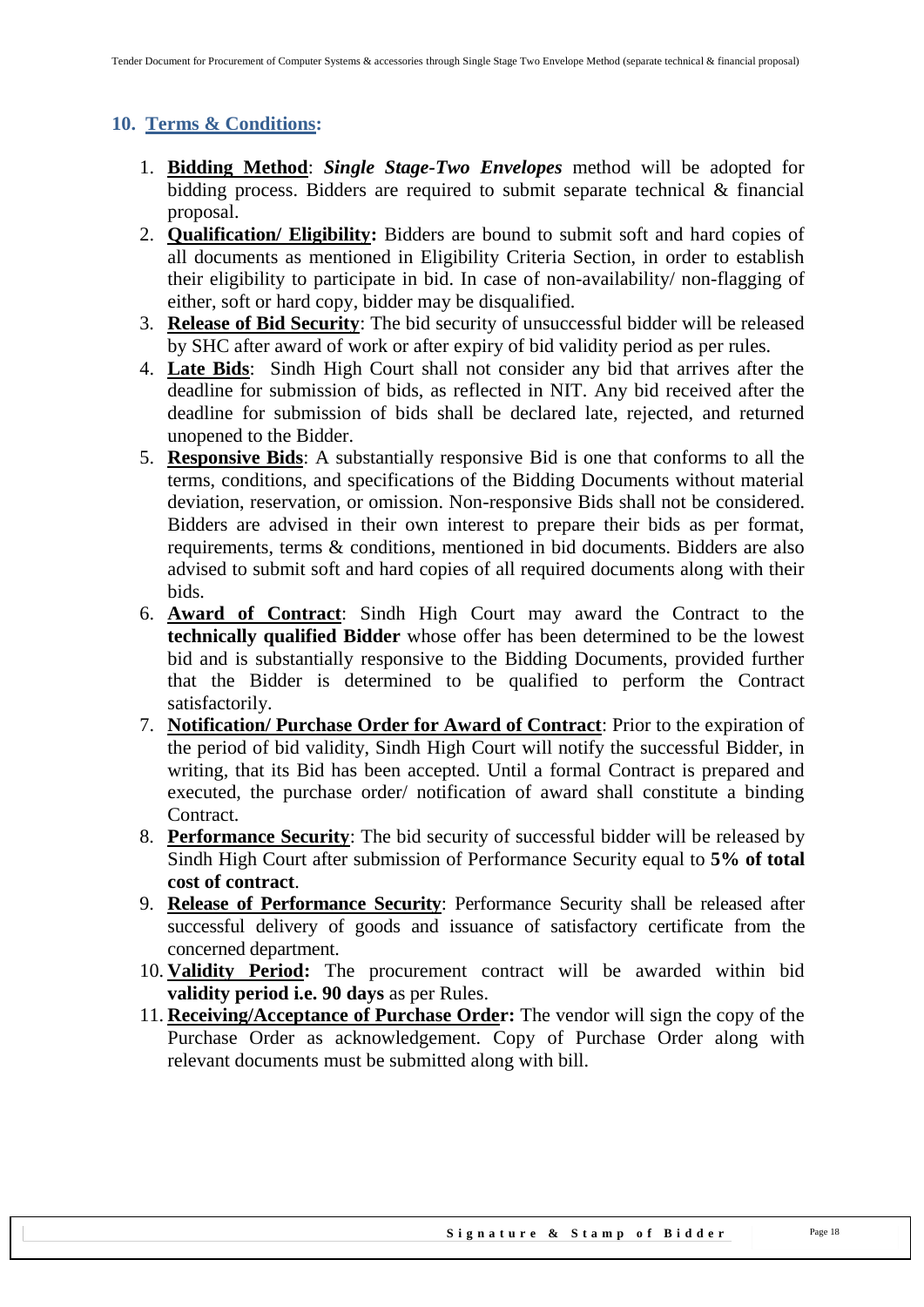## 10. Terms & Conditions:

1. **Bidding Method**: ***Single Stage-Two Envelopes*** method will be adopted for bidding process. Bidders are required to submit separate technical & financial proposal.
2. **Qualification/ Eligibility:** Bidders are bound to submit soft and hard copies of all documents as mentioned in Eligibility Criteria Section, in order to establish their eligibility to participate in bid. In case of non-availability/ non-flagging of either, soft or hard copy, bidder may be disqualified.
3. **Release of Bid Security**: The bid security of unsuccessful bidder will be released by SHC after award of work or after expiry of bid validity period as per rules.
4. **Late Bids**: Sindh High Court shall not consider any bid that arrives after the deadline for submission of bids, as reflected in NIT. Any bid received after the deadline for submission of bids shall be declared late, rejected, and returned unopened to the Bidder.
5. **Responsive Bids**: A substantially responsive Bid is one that conforms to all the terms, conditions, and specifications of the Bidding Documents without material deviation, reservation, or omission. Non-responsive Bids shall not be considered. Bidders are advised in their own interest to prepare their bids as per format, requirements, terms & conditions, mentioned in bid documents. Bidders are also advised to submit soft and hard copies of all required documents along with their bids.
6. **Award of Contract**: Sindh High Court may award the Contract to the **technically qualified Bidder** whose offer has been determined to be the lowest bid and is substantially responsive to the Bidding Documents, provided further that the Bidder is determined to be qualified to perform the Contract satisfactorily.
7. **Notification/ Purchase Order for Award of Contract**: Prior to the expiration of the period of bid validity, Sindh High Court will notify the successful Bidder, in writing, that its Bid has been accepted. Until a formal Contract is prepared and executed, the purchase order/ notification of award shall constitute a binding Contract.
8. **Performance Security**: The bid security of successful bidder will be released by Sindh High Court after submission of Performance Security equal to **5% of total cost of contract**.
9. **Release of Performance Security**: Performance Security shall be released after successful delivery of goods and issuance of satisfactory certificate from the concerned department.
10. **Validity Period:** The procurement contract will be awarded within bid **validity period i.e. 90 days** as per Rules.
11. **Receiving/Acceptance of Purchase Order:** The vendor will sign the copy of the Purchase Order as acknowledgement. Copy of Purchase Order along with relevant documents must be submitted along with bill.

**Signature & Stamp of Bidder**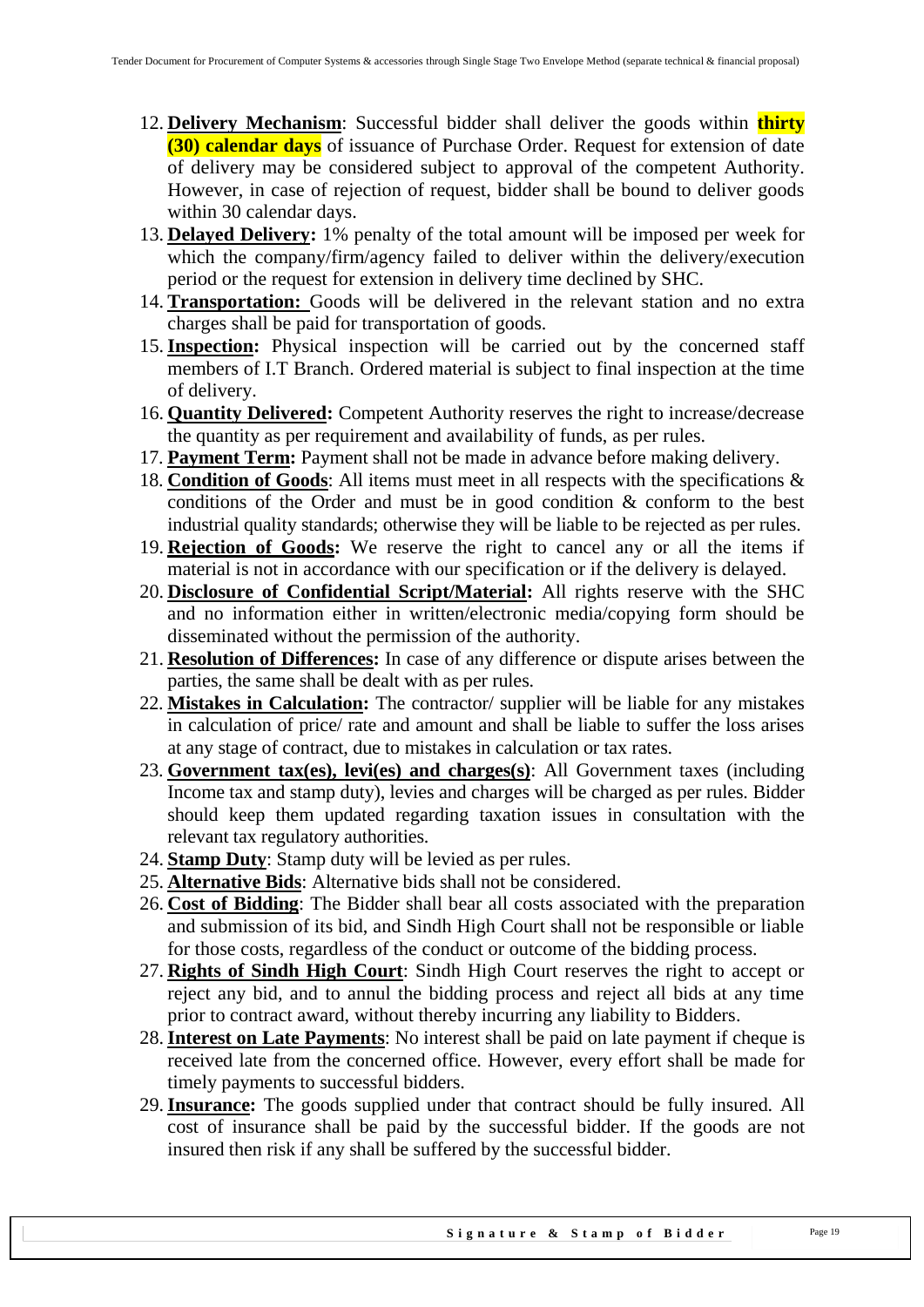12. **Delivery Mechanism**: Successful bidder shall deliver the goods within **thirty (30) calendar days** of issuance of Purchase Order. Request for extension of date of delivery may be considered subject to approval of the competent Authority. However, in case of rejection of request, bidder shall be bound to deliver goods within 30 calendar days.
13. **Delayed Delivery:** 1% penalty of the total amount will be imposed per week for which the company/firm/agency failed to deliver within the delivery/execution period or the request for extension in delivery time declined by SHC.
14. **Transportation:** Goods will be delivered in the relevant station and no extra charges shall be paid for transportation of goods.
15. **Inspection:** Physical inspection will be carried out by the concerned staff members of I.T Branch. Ordered material is subject to final inspection at the time of delivery.
16. **Quantity Delivered:** Competent Authority reserves the right to increase/decrease the quantity as per requirement and availability of funds, as per rules.
17. **Payment Term:** Payment shall not be made in advance before making delivery.
18. **Condition of Goods**: All items must meet in all respects with the specifications & conditions of the Order and must be in good condition & conform to the best industrial quality standards; otherwise they will be liable to be rejected as per rules.
19. **Rejection of Goods:** We reserve the right to cancel any or all the items if material is not in accordance with our specification or if the delivery is delayed.
20. **Disclosure of Confidential Script/Material:** All rights reserve with the SHC and no information either in written/electronic media/copying form should be disseminated without the permission of the authority.
21. **Resolution of Differences:** In case of any difference or dispute arises between the parties, the same shall be dealt with as per rules.
22. **Mistakes in Calculation:** The contractor/ supplier will be liable for any mistakes in calculation of price/ rate and amount and shall be liable to suffer the loss arises at any stage of contract, due to mistakes in calculation or tax rates.
23. **Government tax(es), levi(es) and charges(s)**: All Government taxes (including Income tax and stamp duty), levies and charges will be charged as per rules. Bidder should keep them updated regarding taxation issues in consultation with the relevant tax regulatory authorities.
24. **Stamp Duty**: Stamp duty will be levied as per rules.
25. **Alternative Bids**: Alternative bids shall not be considered.
26. **Cost of Bidding**: The Bidder shall bear all costs associated with the preparation and submission of its bid, and Sindh High Court shall not be responsible or liable for those costs, regardless of the conduct or outcome of the bidding process.
27. **Rights of Sindh High Court**: Sindh High Court reserves the right to accept or reject any bid, and to annul the bidding process and reject all bids at any time prior to contract award, without thereby incurring any liability to Bidders.
28. **Interest on Late Payments**: No interest shall be paid on late payment if cheque is received late from the concerned office. However, every effort shall be made for timely payments to successful bidders.
29. **Insurance:** The goods supplied under that contract should be fully insured. All cost of insurance shall be paid by the successful bidder. If the goods are not insured then risk if any shall be suffered by the successful bidder.

**Signature & Stamp of Bidder**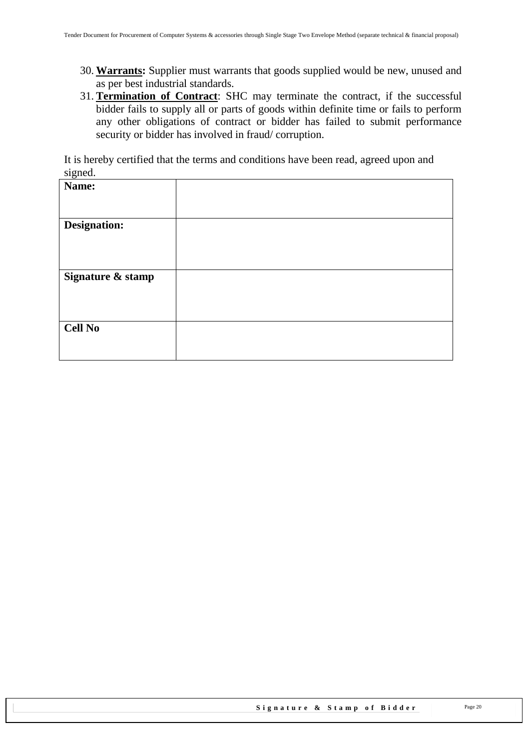30. **Warrants:** Supplier must warrants that goods supplied would be new, unused and as per best industrial standards.
31. **Termination of Contract**: SHC may terminate the contract, if the successful bidder fails to supply all or parts of goods within definite time or fails to perform any other obligations of contract or bidder has failed to submit performance security or bidder has involved in fraud/ corruption.

It is hereby certified that the terms and conditions have been read, agreed upon and signed.

| **Name:** | |
|---|---|
| **Designation:** | |
| **Signature & stamp** | |
| **Cell No** | |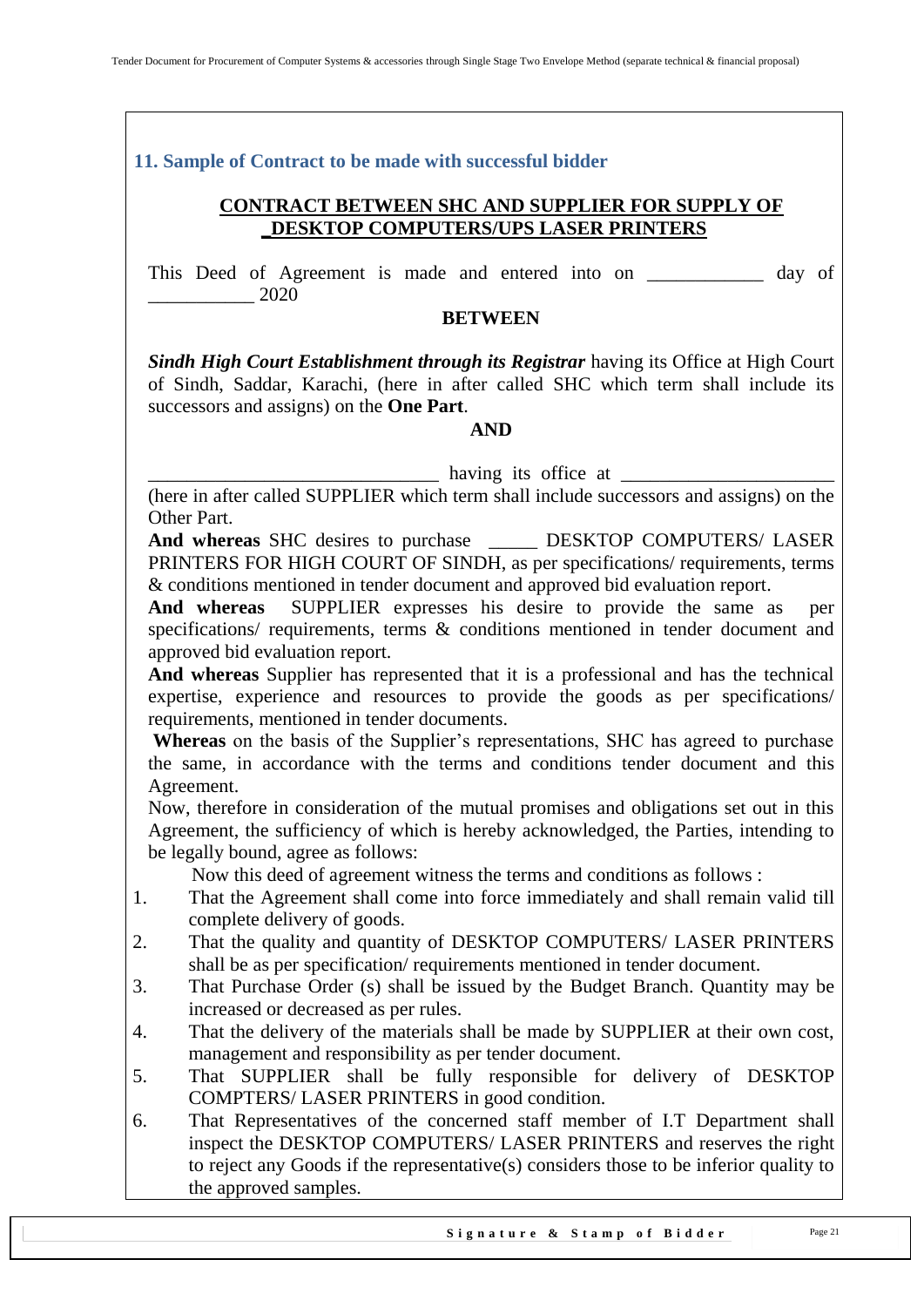## 11. Sample of Contract to be made with successful bidder

**CONTRACT BETWEEN SHC AND SUPPLIER FOR SUPPLY OF _DESKTOP COMPUTERS/UPS LASER PRINTERS**

This Deed of Agreement is made and entered into on ____________ day of ___________ 2020

**BETWEEN**

***Sindh High Court Establishment through its Registrar*** having its Office at High Court of Sindh, Saddar, Karachi, (here in after called SHC which term shall include its successors and assigns) on the **One Part**.

**AND**

______________________________ having its office at ______________________ (here in after called SUPPLIER which term shall include successors and assigns) on the Other Part.

**And whereas** SHC desires to purchase _____ DESKTOP COMPUTERS/ LASER PRINTERS FOR HIGH COURT OF SINDH, as per specifications/ requirements, terms & conditions mentioned in tender document and approved bid evaluation report.

**And whereas** SUPPLIER expresses his desire to provide the same as per specifications/ requirements, terms & conditions mentioned in tender document and approved bid evaluation report.

**And whereas** Supplier has represented that it is a professional and has the technical expertise, experience and resources to provide the goods as per specifications/ requirements, mentioned in tender documents.

**Whereas** on the basis of the Supplier's representations, SHC has agreed to purchase the same, in accordance with the terms and conditions tender document and this Agreement.

Now, therefore in consideration of the mutual promises and obligations set out in this Agreement, the sufficiency of which is hereby acknowledged, the Parties, intending to be legally bound, agree as follows:

Now this deed of agreement witness the terms and conditions as follows :

1. That the Agreement shall come into force immediately and shall remain valid till complete delivery of goods.
2. That the quality and quantity of DESKTOP COMPUTERS/ LASER PRINTERS shall be as per specification/ requirements mentioned in tender document.
3. That Purchase Order (s) shall be issued by the Budget Branch. Quantity may be increased or decreased as per rules.
4. That the delivery of the materials shall be made by SUPPLIER at their own cost, management and responsibility as per tender document.
5. That SUPPLIER shall be fully responsible for delivery of DESKTOP COMPTERS/ LASER PRINTERS in good condition.
6. That Representatives of the concerned staff member of I.T Department shall inspect the DESKTOP COMPUTERS/ LASER PRINTERS and reserves the right to reject any Goods if the representative(s) considers those to be inferior quality to the approved samples.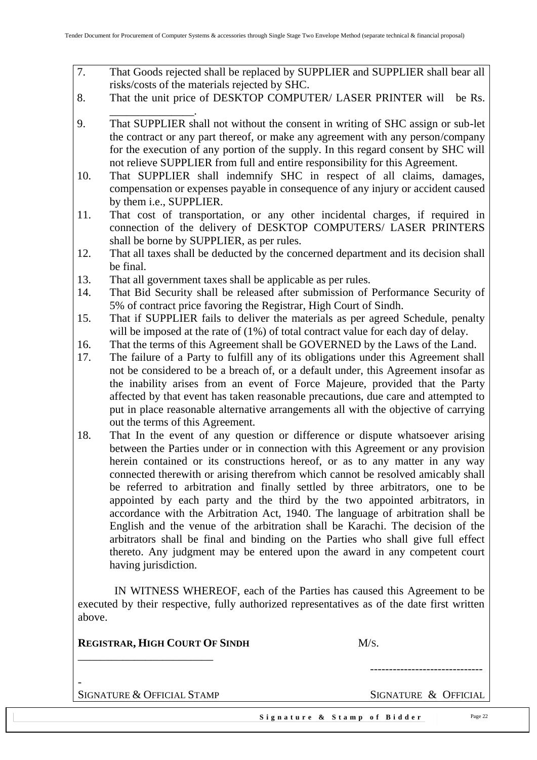7. That Goods rejected shall be replaced by SUPPLIER and SUPPLIER shall bear all risks/costs of the materials rejected by SHC.
8. That the unit price of DESKTOP COMPUTER/ LASER PRINTER will be Rs. _______________.
9. That SUPPLIER shall not without the consent in writing of SHC assign or sub-let the contract or any part thereof, or make any agreement with any person/company for the execution of any portion of the supply. In this regard consent by SHC will not relieve SUPPLIER from full and entire responsibility for this Agreement.
10. That SUPPLIER shall indemnify SHC in respect of all claims, damages, compensation or expenses payable in consequence of any injury or accident caused by them i.e., SUPPLIER.
11. That cost of transportation, or any other incidental charges, if required in connection of the delivery of DESKTOP COMPUTERS/ LASER PRINTERS shall be borne by SUPPLIER, as per rules.
12. That all taxes shall be deducted by the concerned department and its decision shall be final.
13. That all government taxes shall be applicable as per rules.
14. That Bid Security shall be released after submission of Performance Security of 5% of contract price favoring the Registrar, High Court of Sindh.
15. That if SUPPLIER fails to deliver the materials as per agreed Schedule, penalty will be imposed at the rate of (1%) of total contract value for each day of delay.
16. That the terms of this Agreement shall be GOVERNED by the Laws of the Land.
17. The failure of a Party to fulfill any of its obligations under this Agreement shall not be considered to be a breach of, or a default under, this Agreement insofar as the inability arises from an event of Force Majeure, provided that the Party affected by that event has taken reasonable precautions, due care and attempted to put in place reasonable alternative arrangements all with the objective of carrying out the terms of this Agreement.
18. That In the event of any question or difference or dispute whatsoever arising between the Parties under or in connection with this Agreement or any provision herein contained or its constructions hereof, or as to any matter in any way connected therewith or arising therefrom which cannot be resolved amicably shall be referred to arbitration and finally settled by three arbitrators, one to be appointed by each party and the third by the two appointed arbitrators, in accordance with the Arbitration Act, 1940. The language of arbitration shall be English and the venue of the arbitration shall be Karachi. The decision of the arbitrators shall be final and binding on the Parties who shall give full effect thereto. Any judgment may be entered upon the award in any competent court having jurisdiction.

IN WITNESS WHEREOF, each of the Parties has caused this Agreement to be executed by their respective, fully authorized representatives as of the date first written above.

| **REGISTRAR, HIGH COURT OF SINDH** | M/S. |
|---|---|
| _________________________ | ------------------------------ |
| SIGNATURE & OFFICIAL STAMP | SIGNATURE & OFFICIAL |

Signature & Stamp of Bidder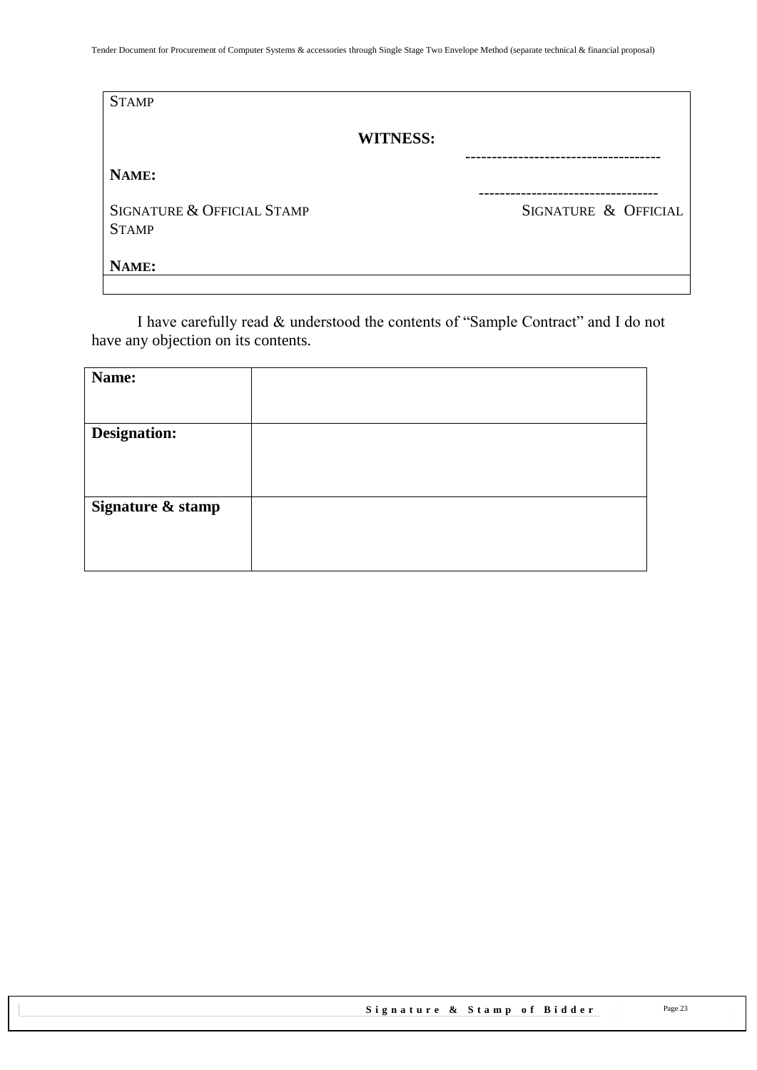| STAMP | |
|---|---|
| **WITNESS:** | ------------------------------------ |
| **NAME:** | --------------------------------- |
| SIGNATURE & OFFICIAL STAMP | SIGNATURE & OFFICIAL STAMP |
| **NAME:** | |

I have carefully read & understood the contents of "Sample Contract" and I do not have any objection on its contents.

| **Name:** | |
|---|---|
| **Designation:** | |
| **Signature & stamp** | |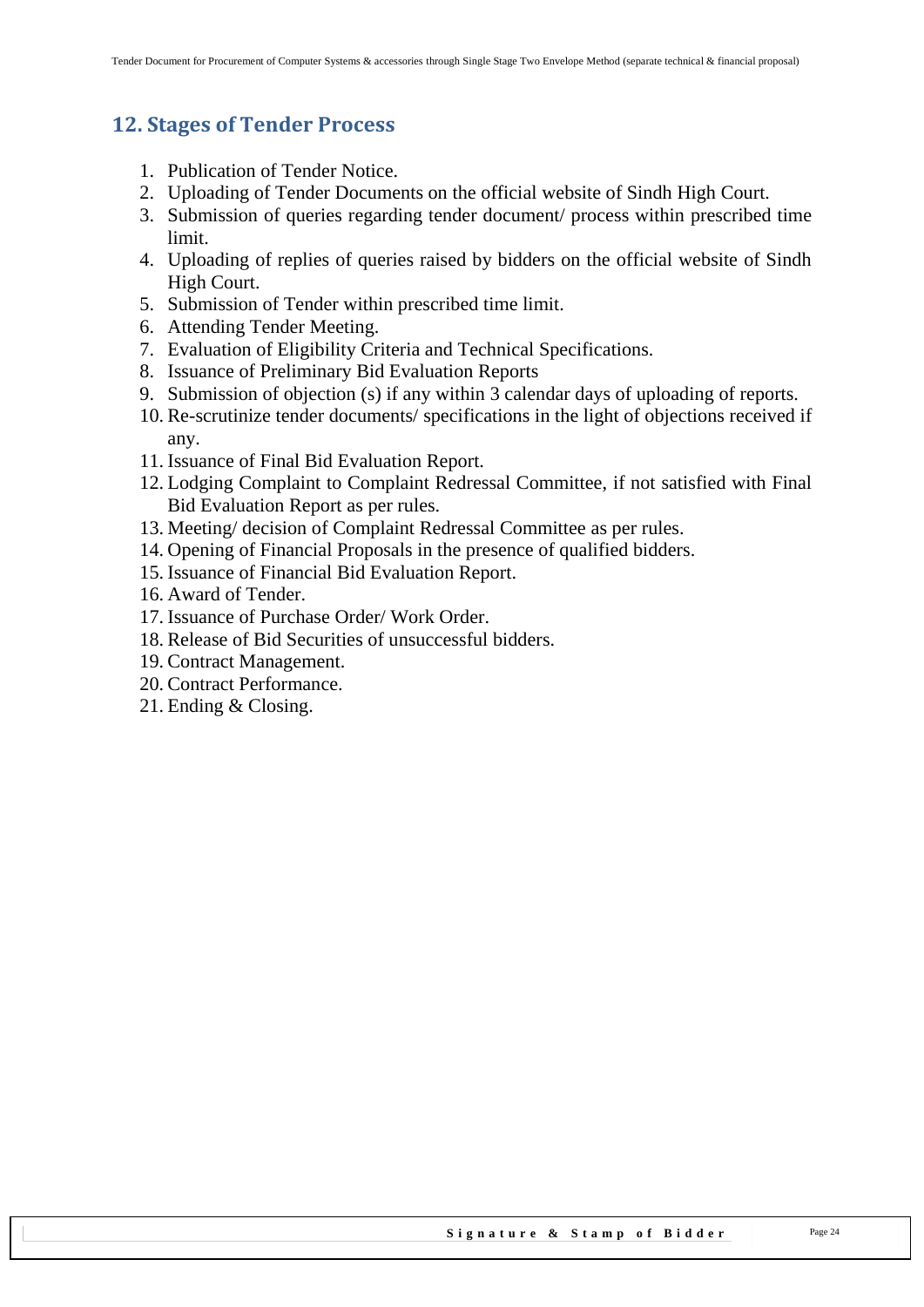## 12. Stages of Tender Process

1. Publication of Tender Notice.
2. Uploading of Tender Documents on the official website of Sindh High Court.
3. Submission of queries regarding tender document/ process within prescribed time limit.
4. Uploading of replies of queries raised by bidders on the official website of Sindh High Court.
5. Submission of Tender within prescribed time limit.
6. Attending Tender Meeting.
7. Evaluation of Eligibility Criteria and Technical Specifications.
8. Issuance of Preliminary Bid Evaluation Reports
9. Submission of objection (s) if any within 3 calendar days of uploading of reports.
10. Re-scrutinize tender documents/ specifications in the light of objections received if any.
11. Issuance of Final Bid Evaluation Report.
12. Lodging Complaint to Complaint Redressal Committee, if not satisfied with Final Bid Evaluation Report as per rules.
13. Meeting/ decision of Complaint Redressal Committee as per rules.
14. Opening of Financial Proposals in the presence of qualified bidders.
15. Issuance of Financial Bid Evaluation Report.
16. Award of Tender.
17. Issuance of Purchase Order/ Work Order.
18. Release of Bid Securities of unsuccessful bidders.
19. Contract Management.
20. Contract Performance.
21. Ending & Closing.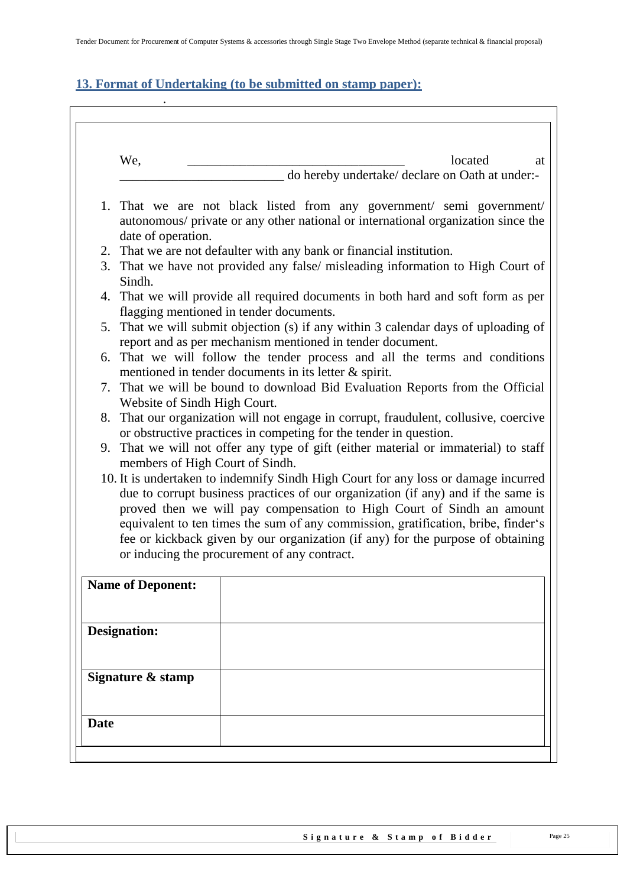## 13. Format of Undertaking (to be submitted on stamp paper):

We, ________________________________ located at ________________________ do hereby undertake/ declare on Oath at under:-

1. That we are not black listed from any government/ semi government/ autonomous/ private or any other national or international organization since the date of operation.
2. That we are not defaulter with any bank or financial institution.
3. That we have not provided any false/ misleading information to High Court of Sindh.
4. That we will provide all required documents in both hard and soft form as per flagging mentioned in tender documents.
5. That we will submit objection (s) if any within 3 calendar days of uploading of report and as per mechanism mentioned in tender document.
6. That we will follow the tender process and all the terms and conditions mentioned in tender documents in its letter & spirit.
7. That we will be bound to download Bid Evaluation Reports from the Official Website of Sindh High Court.
8. That our organization will not engage in corrupt, fraudulent, collusive, coercive or obstructive practices in competing for the tender in question.
9. That we will not offer any type of gift (either material or immaterial) to staff members of High Court of Sindh.
10. It is undertaken to indemnify Sindh High Court for any loss or damage incurred due to corrupt business practices of our organization (if any) and if the same is proved then we will pay compensation to High Court of Sindh an amount equivalent to ten times the sum of any commission, gratification, bribe, finder's fee or kickback given by our organization (if any) for the purpose of obtaining or inducing the procurement of any contract.

| | |
|---|---|
| **Name of Deponent:** | |
| **Designation:** | |
| **Signature & stamp** | |
| **Date** | |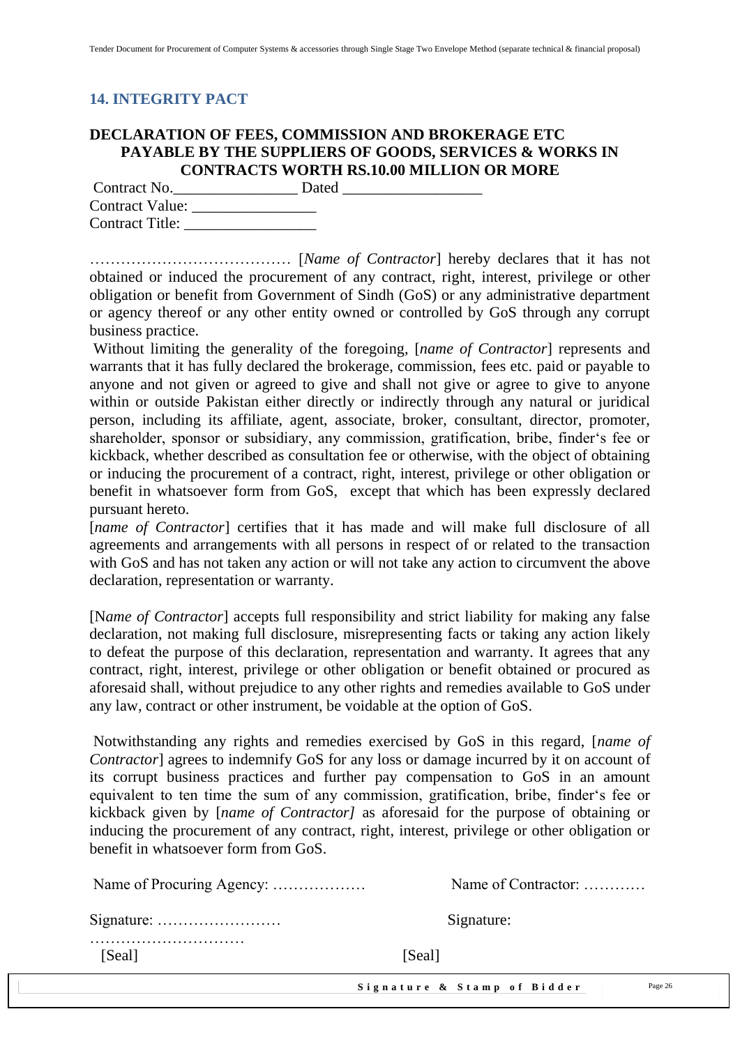## 14. INTEGRITY PACT

**DECLARATION OF FEES, COMMISSION AND BROKERAGE ETC PAYABLE BY THE SUPPLIERS OF GOODS, SERVICES & WORKS IN CONTRACTS WORTH RS.10.00 MILLION OR MORE**

Contract No.________________ Dated __________________
Contract Value: ________________
Contract Title: _________________

………………………………… [*Name of Contractor*] hereby declares that it has not obtained or induced the procurement of any contract, right, interest, privilege or other obligation or benefit from Government of Sindh (GoS) or any administrative department or agency thereof or any other entity owned or controlled by GoS through any corrupt business practice.

Without limiting the generality of the foregoing, [*name of Contractor*] represents and warrants that it has fully declared the brokerage, commission, fees etc. paid or payable to anyone and not given or agreed to give and shall not give or agree to give to anyone within or outside Pakistan either directly or indirectly through any natural or juridical person, including its affiliate, agent, associate, broker, consultant, director, promoter, shareholder, sponsor or subsidiary, any commission, gratification, bribe, finder's fee or kickback, whether described as consultation fee or otherwise, with the object of obtaining or inducing the procurement of a contract, right, interest, privilege or other obligation or benefit in whatsoever form from GoS, except that which has been expressly declared pursuant hereto.

[*name of Contractor*] certifies that it has made and will make full disclosure of all agreements and arrangements with all persons in respect of or related to the transaction with GoS and has not taken any action or will not take any action to circumvent the above declaration, representation or warranty.

[N*ame of Contractor*] accepts full responsibility and strict liability for making any false declaration, not making full disclosure, misrepresenting facts or taking any action likely to defeat the purpose of this declaration, representation and warranty. It agrees that any contract, right, interest, privilege or other obligation or benefit obtained or procured as aforesaid shall, without prejudice to any other rights and remedies available to GoS under any law, contract or other instrument, be voidable at the option of GoS.

Notwithstanding any rights and remedies exercised by GoS in this regard, [*name of Contractor*] agrees to indemnify GoS for any loss or damage incurred by it on account of its corrupt business practices and further pay compensation to GoS in an amount equivalent to ten time the sum of any commission, gratification, bribe, finder's fee or kickback given by [*name of Contractor]* as aforesaid for the purpose of obtaining or inducing the procurement of any contract, right, interest, privilege or other obligation or benefit in whatsoever form from GoS.

Name of Procuring Agency: ……………… Name of Contractor: …………

Signature: …………………… Signature: …………………………

[Seal] [Seal]

**Signature & Stamp of Bidder**